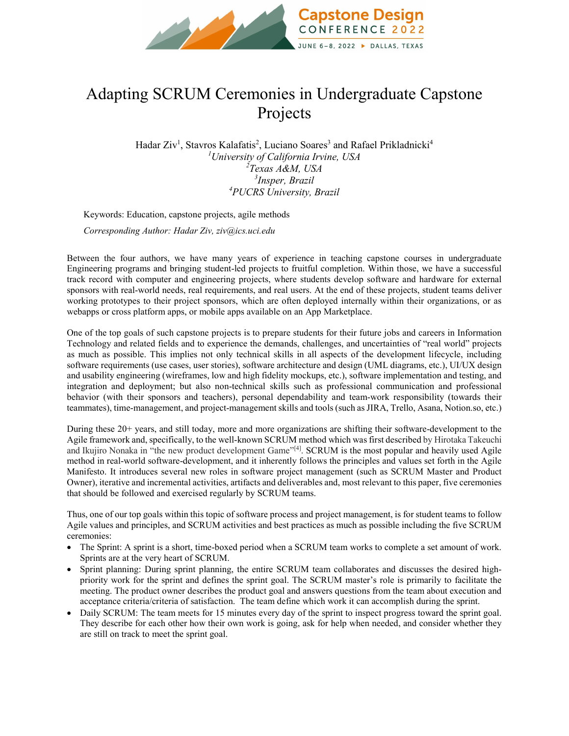# Adapting SCRUM Ceremonies in Undergraduate Capstone Projects

Hadar Ziv[1], Stavros Kalafatis[2], Luciano Soares[3] and Rafael Prikladnicki[4]

[1]*University of California Irvine, USA*
[2]*Texas A&M, USA*
[3]*Insper, Brazil*
[4]*PUCRS University, Brazil*

Keywords: Education, capstone projects, agile methods

*Corresponding Author: Hadar Ziv, ziv@ics.uci.edu*

Between the four authors, we have many years of experience in teaching capstone courses in undergraduate Engineering programs and bringing student-led projects to fruitful completion. Within those, we have a successful track record with computer and engineering projects, where students develop software and hardware for external sponsors with real-world needs, real requirements, and real users. At the end of these projects, student teams deliver working prototypes to their project sponsors, which are often deployed internally within their organizations, or as webapps or cross platform apps, or mobile apps available on an App Marketplace.

One of the top goals of such capstone projects is to prepare students for their future jobs and careers in Information Technology and related fields and to experience the demands, challenges, and uncertainties of "real world" projects as much as possible. This implies not only technical skills in all aspects of the development lifecycle, including software requirements (use cases, user stories), software architecture and design (UML diagrams, etc.), UI/UX design and usability engineering (wireframes, low and high fidelity mockups, etc.), software implementation and testing, and integration and deployment; but also non-technical skills such as professional communication and professional behavior (with their sponsors and teachers), personal dependability and team-work responsibility (towards their teammates), time-management, and project-management skills and tools (such as JIRA, Trello, Asana, Notion.so, etc.)

During these 20+ years, and still today, more and more organizations are shifting their software-development to the Agile framework and, specifically, to the well-known SCRUM method which was first described by Hirotaka Takeuchi and Ikujiro Nonaka in "the new product development Game"[4]. SCRUM is the most popular and heavily used Agile method in real-world software-development, and it inherently follows the principles and values set forth in the Agile Manifesto. It introduces several new roles in software project management (such as SCRUM Master and Product Owner), iterative and incremental activities, artifacts and deliverables and, most relevant to this paper, five ceremonies that should be followed and exercised regularly by SCRUM teams.

Thus, one of our top goals within this topic of software process and project management, is for student teams to follow Agile values and principles, and SCRUM activities and best practices as much as possible including the five SCRUM ceremonies:

- The Sprint: A sprint is a short, time-boxed period when a SCRUM team works to complete a set amount of work. Sprints are at the very heart of SCRUM.
- Sprint planning: During sprint planning, the entire SCRUM team collaborates and discusses the desired high-priority work for the sprint and defines the sprint goal. The SCRUM master's role is primarily to facilitate the meeting. The product owner describes the product goal and answers questions from the team about execution and acceptance criteria/criteria of satisfaction. The team define which work it can accomplish during the sprint.
- Daily SCRUM: The team meets for 15 minutes every day of the sprint to inspect progress toward the sprint goal. They describe for each other how their own work is going, ask for help when needed, and consider whether they are still on track to meet the sprint goal.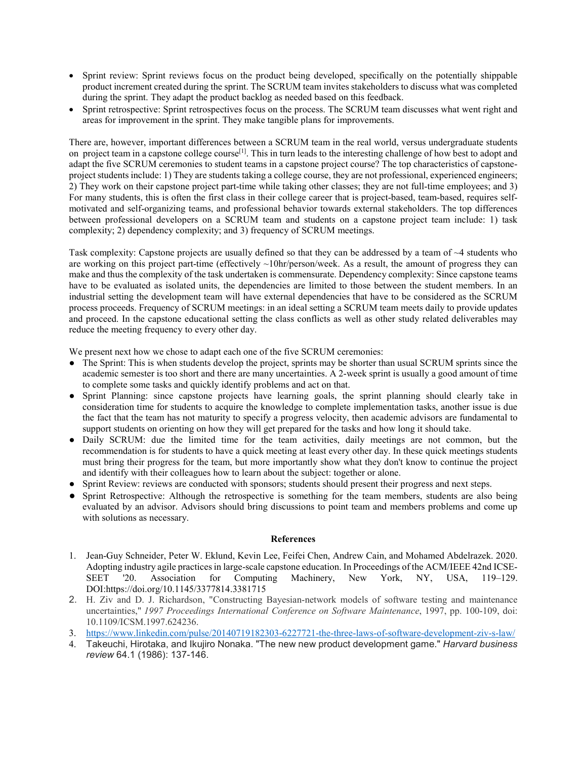- Sprint review: Sprint reviews focus on the product being developed, specifically on the potentially shippable product increment created during the sprint. The SCRUM team invites stakeholders to discuss what was completed during the sprint. They adapt the product backlog as needed based on this feedback.
- Sprint retrospective: Sprint retrospectives focus on the process. The SCRUM team discusses what went right and areas for improvement in the sprint. They make tangible plans for improvements.

There are, however, important differences between a SCRUM team in the real world, versus undergraduate students on project team in a capstone college course[1]. This in turn leads to the interesting challenge of how best to adopt and adapt the five SCRUM ceremonies to student teams in a capstone project course? The top characteristics of capstone-project students include: 1) They are students taking a college course, they are not professional, experienced engineers; 2) They work on their capstone project part-time while taking other classes; they are not full-time employees; and 3) For many students, this is often the first class in their college career that is project-based, team-based, requires self-motivated and self-organizing teams, and professional behavior towards external stakeholders. The top differences between professional developers on a SCRUM team and students on a capstone project team include: 1) task complexity; 2) dependency complexity; and 3) frequency of SCRUM meetings.

Task complexity: Capstone projects are usually defined so that they can be addressed by a team of ~4 students who are working on this project part-time (effectively ~10hr/person/week. As a result, the amount of progress they can make and thus the complexity of the task undertaken is commensurate. Dependency complexity: Since capstone teams have to be evaluated as isolated units, the dependencies are limited to those between the student members. In an industrial setting the development team will have external dependencies that have to be considered as the SCRUM process proceeds. Frequency of SCRUM meetings: in an ideal setting a SCRUM team meets daily to provide updates and proceed. In the capstone educational setting the class conflicts as well as other study related deliverables may reduce the meeting frequency to every other day.

We present next how we chose to adapt each one of the five SCRUM ceremonies:

- The Sprint: This is when students develop the project, sprints may be shorter than usual SCRUM sprints since the academic semester is too short and there are many uncertainties. A 2-week sprint is usually a good amount of time to complete some tasks and quickly identify problems and act on that.
- Sprint Planning: since capstone projects have learning goals, the sprint planning should clearly take in consideration time for students to acquire the knowledge to complete implementation tasks, another issue is due the fact that the team has not maturity to specify a progress velocity, then academic advisors are fundamental to support students on orienting on how they will get prepared for the tasks and how long it should take.
- Daily SCRUM: due the limited time for the team activities, daily meetings are not common, but the recommendation is for students to have a quick meeting at least every other day. In these quick meetings students must bring their progress for the team, but more importantly show what they don't know to continue the project and identify with their colleagues how to learn about the subject: together or alone.
- Sprint Review: reviews are conducted with sponsors; students should present their progress and next steps.
- Sprint Retrospective: Although the retrospective is something for the team members, students are also being evaluated by an advisor. Advisors should bring discussions to point team and members problems and come up with solutions as necessary.

**References**

1. Jean-Guy Schneider, Peter W. Eklund, Kevin Lee, Feifei Chen, Andrew Cain, and Mohamed Abdelrazek. 2020. Adopting industry agile practices in large-scale capstone education. In Proceedings of the ACM/IEEE 42nd ICSE-SEET '20. Association for Computing Machinery, New York, NY, USA, 119–129. DOI:https://doi.org/10.1145/3377814.3381715
2. H. Ziv and D. J. Richardson, "Constructing Bayesian-network models of software testing and maintenance uncertainties," *1997 Proceedings International Conference on Software Maintenance*, 1997, pp. 100-109, doi: 10.1109/ICSM.1997.624236.
3. https://www.linkedin.com/pulse/20140719182303-6227721-the-three-laws-of-software-development-ziv-s-law/
4. Takeuchi, Hirotaka, and Ikujiro Nonaka. "The new new product development game." *Harvard business review* 64.1 (1986): 137-146.